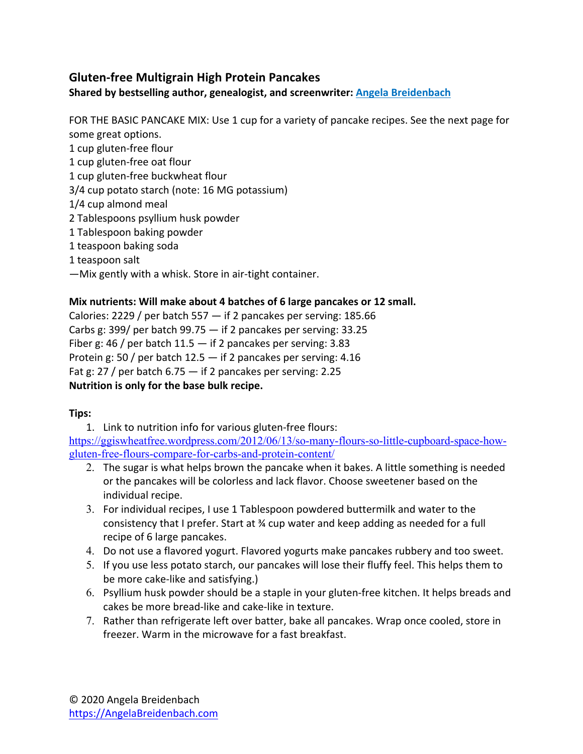## Gluten-free Multigrain High Protein Pancakes

**Shared by bestselling author, genealogist, and screenwriter: [Angela Breidenbach](https://AngelaBreidenbach.com)**

FOR THE BASIC PANCAKE MIX: Use 1 cup for a variety of pancake recipes. See the next page for some great options.

1 cup gluten-free flour  
1 cup gluten-free oat flour  
1 cup gluten-free buckwheat flour  
3/4 cup potato starch (note: 16 MG potassium)  
1/4 cup almond meal  
2 Tablespoons psyllium husk powder  
1 Tablespoon baking powder  
1 teaspoon baking soda  
1 teaspoon salt  
—Mix gently with a whisk. Store in air-tight container.

**Mix nutrients: Will make about 4 batches of 6 large pancakes or 12 small.**

Calories: 2229 / per batch 557 — if 2 pancakes per serving: 185.66  
Carbs g: 399/ per batch 99.75 — if 2 pancakes per serving: 33.25  
Fiber g: 46 / per batch 11.5 — if 2 pancakes per serving: 3.83  
Protein g: 50 / per batch 12.5 — if 2 pancakes per serving: 4.16  
Fat g: 27 / per batch 6.75 — if 2 pancakes per serving: 2.25  
**Nutrition is only for the base bulk recipe.**

**Tips:**

1. Link to nutrition info for various gluten-free flours: https://ggiswheatfree.wordpress.com/2012/06/13/so-many-flours-so-little-cupboard-space-how-gluten-free-flours-compare-for-carbs-and-protein-content/
2. The sugar is what helps brown the pancake when it bakes. A little something is needed or the pancakes will be colorless and lack flavor. Choose sweetener based on the individual recipe.
3. For individual recipes, I use 1 Tablespoon powdered buttermilk and water to the consistency that I prefer. Start at ¾ cup water and keep adding as needed for a full recipe of 6 large pancakes.
4. Do not use a flavored yogurt. Flavored yogurts make pancakes rubbery and too sweet.
5. If you use less potato starch, our pancakes will lose their fluffy feel. This helps them to be more cake-like and satisfying.)
6. Psyllium husk powder should be a staple in your gluten-free kitchen. It helps breads and cakes be more bread-like and cake-like in texture.
7. Rather than refrigerate left over batter, bake all pancakes. Wrap once cooled, store in freezer. Warm in the microwave for a fast breakfast.

© 2020 Angela Breidenbach  
https://AngelaBreidenbach.com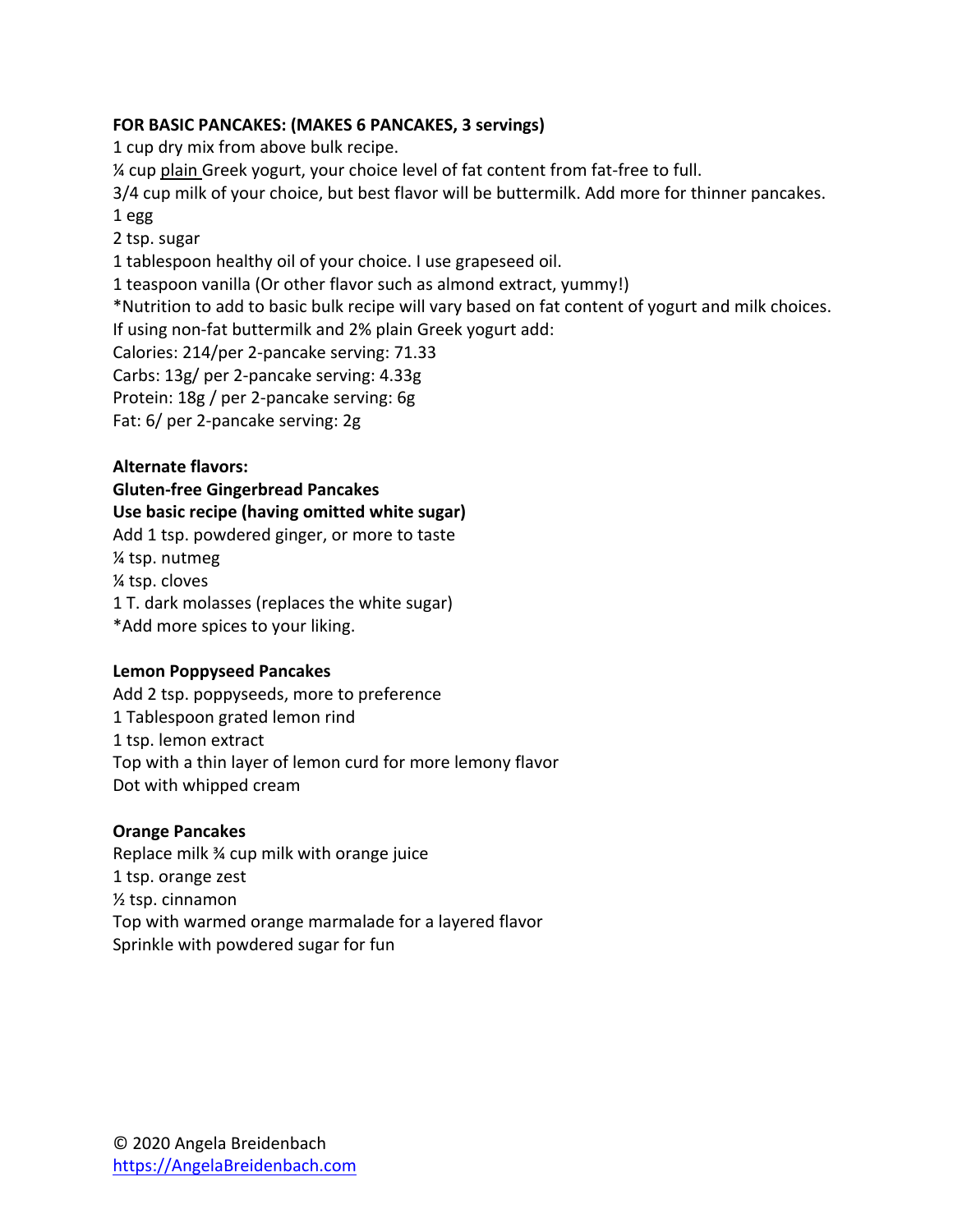**FOR BASIC PANCAKES: (MAKES 6 PANCAKES, 3 servings)**

1 cup dry mix from above bulk recipe.
¼ cup plain Greek yogurt, your choice level of fat content from fat-free to full.
3/4 cup milk of your choice, but best flavor will be buttermilk. Add more for thinner pancakes.
1 egg
2 tsp. sugar
1 tablespoon healthy oil of your choice. I use grapeseed oil.
1 teaspoon vanilla (Or other flavor such as almond extract, yummy!)
*Nutrition to add to basic bulk recipe will vary based on fat content of yogurt and milk choices.
If using non-fat buttermilk and 2% plain Greek yogurt add:
Calories: 214/per 2-pancake serving: 71.33
Carbs: 13g/ per 2-pancake serving: 4.33g
Protein: 18g / per 2-pancake serving: 6g
Fat: 6/ per 2-pancake serving: 2g

**Alternate flavors:**

**Gluten-free Gingerbread Pancakes**

**Use basic recipe (having omitted white sugar)**

Add 1 tsp. powdered ginger, or more to taste
¼ tsp. nutmeg
¼ tsp. cloves
1 T. dark molasses (replaces the white sugar)
*Add more spices to your liking.

**Lemon Poppyseed Pancakes**

Add 2 tsp. poppyseeds, more to preference
1 Tablespoon grated lemon rind
1 tsp. lemon extract
Top with a thin layer of lemon curd for more lemony flavor
Dot with whipped cream

**Orange Pancakes**

Replace milk ¾ cup milk with orange juice
1 tsp. orange zest
½ tsp. cinnamon
Top with warmed orange marmalade for a layered flavor
Sprinkle with powdered sugar for fun

© 2020 Angela Breidenbach
https://AngelaBreidenbach.com